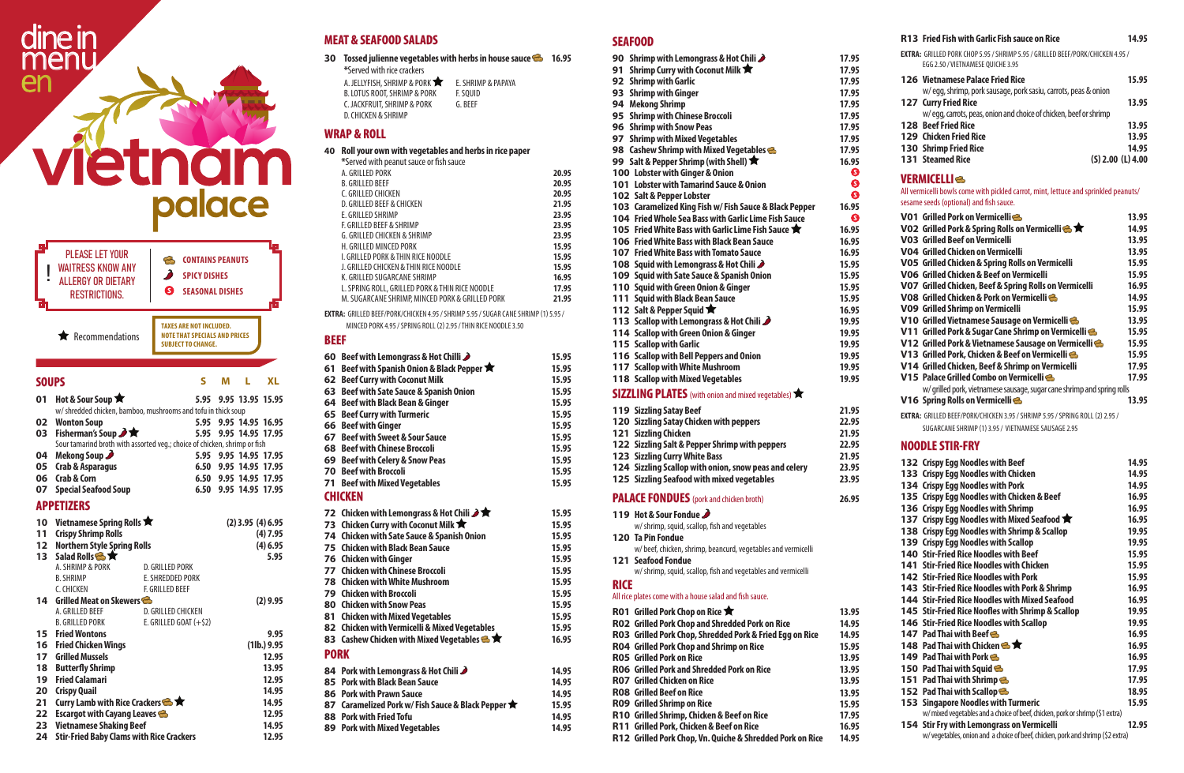dine in menu en

# vietnam palace

! PLEASE LET YOUR WAITRESS KNOW ANY ALLERGY OR DIETARY RESTRICTIONS.

🥜 CONTAINS PEANUTS
🌶 SPICY DISHES
S SEASONAL DISHES

★ Recommendations

TAXES ARE NOT INCLUDED. NOTE THAT SPECIALS AND PRICES SUBJECT TO CHANGE.

## SOUPS

| | | S | M | L | XL |
|---|---|---|---|---|---|
| 01 | Hot & Sour Soup ★ | 5.95 | 9.95 | 13.95 | 15.95 |
| | w/ shredded chicken, bamboo, mushrooms and tofu in thick soup | | | | |
| 02 | Wonton Soup | 5.95 | 9.95 | 14.95 | 16.95 |
| 03 | Fisherman's Soup 🌶 ★ | 5.95 | 9.95 | 14.95 | 17.95 |
| | Sour tamarind broth with assorted veg.; choice of chicken, shrimp or fish | | | | |
| 04 | Mekong Soup 🌶 | 5.95 | 9.95 | 14.95 | 17.95 |
| 05 | Crab & Asparagus | 6.50 | 9.95 | 14.95 | 17.95 |
| 06 | Crab & Corn | 6.50 | 9.95 | 14.95 | 17.95 |
| 07 | Special Seafood Soup | 6.50 | 9.95 | 14.95 | 17.95 |

## APPETIZERS

10 **Vietnamese Spring Rolls** ★ — (2) 3.95 (4) 6.95
11 **Crispy Shrimp Rolls** — (4) 7.95
12 **Northern Style Spring Rolls** — (4) 6.95
13 **Salad Rolls** 🥜 ★ — 5.95
- A. SHRIMP & PORK
- B. SHRIMP
- C. CHICKEN
- D. GRILLED PORK
- E. SHREDDED PORK
- F. GRILLED BEEF

14 **Grilled Meat on Skewers** 🥜 — (2) 9.95
- A. GRILLED BEEF
- B. GRILLED PORK
- D. GRILLED CHICKEN
- E. GRILLED GOAT (+$2)

15 **Fried Wontons** — 9.95
16 **Fried Chicken Wings** — (1lb.) 9.95
17 **Grilled Mussels** — 12.95
18 **Butterfly Shrimp** — 13.95
19 **Fried Calamari** — 12.95
20 **Crispy Quail** — 14.95
21 **Curry Lamb with Rice Crackers** 🥜 ★ — 14.95
22 **Escargot with Cayang Leaves** 🥜 — 12.95
23 **Vietnamese Shaking Beef** — 14.95
24 **Stir-Fried Baby Clams with Rice Crackers** — 12.95

## MEAT & SEAFOOD SALADS

30 **Tossed julienne vegetables with herbs in house sauce** 🥜 — 16.95
*Served with rice crackers
- A. JELLYFISH, SHRIMP & PORK ★
- B. LOTUS ROOT, SHRIMP & PORK
- C. JACKFRUIT, SHRIMP & PORK
- D. CHICKEN & SHRIMP
- E. SHRIMP & PAPAYA
- F. SQUID
- G. BEEF

## WRAP & ROLL

40 **Roll your own with vegetables and herbs in rice paper**
*Served with peanut sauce or fish sauce

| | |
|---|---|
| A. GRILLED PORK | 20.95 |
| B. GRILLED BEEF | 20.95 |
| C. GRILLED CHICKEN | 20.95 |
| D. GRILLED BEEF & CHICKEN | 21.95 |
| E. GRILLED SHRIMP | 23.95 |
| F. GRILLED BEEF & SHRIMP | 23.95 |
| G. GRILLED CHICKEN & SHRIMP | 23.95 |
| H. GRILLED MINCED PORK | 15.95 |
| I. GRILLED PORK & THIN RICE NOODLE | 15.95 |
| J. GRILLED CHICKEN & THIN RICE NOODLE | 15.95 |
| K. GRILLED SUGARCANE SHRIMP | 16.95 |
| L. SPRING ROLL, GRILLED PORK & THIN RICE NOODLE | 17.95 |
| M. SUGARCANE SHRIMP, MINCED PORK & GRILLED PORK | 21.95 |

**EXTRA:** GRILLED BEEF/PORK/CHICKEN 4.95 / SHRIMP 5.95 / SUGAR CANE SHRIMP (1) 5.95 / MINCED PORK 4.95 / SPRING ROLL (2) 2.95 / THIN RICE NOODLE 3.50

## BEEF

60 **Beef with Lemongrass & Hot Chili** 🌶 — 15.95
61 **Beef with Spanish Onion & Black Pepper** ★ — 15.95
62 **Beef Curry with Coconut Milk** — 15.95
63 **Beef with Sate Sauce & Spanish Onion** — 15.95
64 **Beef with Black Bean & Ginger** — 15.95
65 **Beef Curry with Turmeric** — 15.95
66 **Beef with Ginger** — 15.95
67 **Beef with Sweet & Sour Sauce** — 15.95
68 **Beef with Chinese Broccoli** — 15.95
69 **Beef with Celery & Snow Peas** — 15.95
70 **Beef with Broccoli** — 15.95
71 **Beef with Mixed Vegetables** — 15.95

## CHICKEN

72 **Chicken with Lemongrass & Hot Chili** 🌶 ★ — 15.95
73 **Chicken Curry with Coconut Milk** ★ — 15.95
74 **Chicken with Sate Sauce & Spanish Onion** — 15.95
75 **Chicken with Black Bean Sauce** — 15.95
76 **Chicken with Ginger** — 15.95
77 **Chicken with Chinese Broccoli** — 15.95
78 **Chicken with White Mushroom** — 15.95
79 **Chicken with Broccoli** — 15.95
80 **Chicken with Snow Peas** — 15.95
81 **Chicken with Mixed Vegetables** — 15.95
82 **Chicken with Vermicelli & Mixed Vegetables** — 15.95
83 **Cashew Chicken with Mixed Vegetables** 🥜 ★ — 16.95

## PORK

84 **Pork with Lemongrass & Hot Chili** 🌶 — 14.95
85 **Pork with Black Bean Sauce** — 14.95
86 **Pork with Prawn Sauce** — 14.95
87 **Caramelized Pork w/ Fish Sauce & Black Pepper** ★ — 15.95
88 **Pork with Fried Tofu** — 14.95
89 **Pork with Mixed Vegetables** — 14.95

## SEAFOOD

90 **Shrimp with Lemongrass & Hot Chili** 🌶 — 17.95
91 **Shrimp Curry with Coconut Milk** ★ — 17.95
92 **Shrimp with Garlic** — 17.95
93 **Shrimp with Ginger** — 17.95
94 **Mekong Shrimp** — 17.95
95 **Shrimp with Chinese Broccoli** — 17.95
96 **Shrimp with Snow Peas** — 17.95
97 **Shrimp with Mixed Vegetables** — 17.95
98 **Cashew Shrimp with Mixed Vegetables** 🥜 — 17.95
99 **Salt & Pepper Shrimp (with Shell)** ★ — 16.95
100 **Lobster with Ginger & Onion** — S
101 **Lobster with Tamarind Sauce & Onion** — S
102 **Salt & Pepper Lobster** — S
103 **Caramelized King Fish w/ Fish Sauce & Black Pepper** — 16.95
104 **Fried Whole Sea Bass with Garlic Lime Fish Sauce** — S
105 **Fried White Bass with Garlic Lime Fish Sauce** ★ — 16.95
106 **Fried White Bass with Black Bean Sauce** — 16.95
107 **Fried White Bass with Tomato Sauce** — 16.95
108 **Squid with Lemongrass & Hot Chili** 🌶 — 15.95
109 **Squid with Sate Sauce & Spanish Onion** — 15.95
110 **Squid with Green Onion & Ginger** — 15.95
111 **Squid with Black Bean Sauce** — 15.95
112 **Salt & Pepper Squid** ★ — 16.95
113 **Scallop with Lemongrass & Hot Chili** 🌶 — 19.95
114 **Scallop with Green Onion & Ginger** — 19.95
115 **Scallop with Garlic** — 19.95
116 **Scallop with Bell Peppers and Onion** — 19.95
117 **Scallop with White Mushroom** — 19.95
118 **Scallop with Mixed Vegetables** — 19.95

## SIZZLING PLATES (with onion and mixed vegetables) ★

119 **Sizzling Satay Beef** — 21.95
120 **Sizzling Satay Chicken with peppers** — 22.95
121 **Sizzling Chicken** — 21.95
122 **Sizzling Salt & Pepper Shrimp with peppers** — 22.95
123 **Sizzling Curry White Bass** — 21.95
124 **Sizzling Scallop with onion, snow peas and celery** — 23.95
125 **Sizzling Seafood with mixed vegetables** — 23.95

## PALACE FONDUES (pork and chicken broth) — 26.95

119 **Hot & Sour Fondue** 🌶
w/ shrimp, squid, scallop, fish and vegetables

120 **Ta Pin Fondue**
w/ beef, chicken, shrimp, beancurd, vegetables and vermicelli

121 **Seafood Fondue**
w/ shrimp, squid, scallop, fish and vegetables and vermicelli

## RICE

All rice plates come with a house salad and fish sauce.

R01 **Grilled Pork Chop on Rice** ★ — 13.95
R02 **Grilled Pork Chop and Shredded Pork on Rice** — 14.95
R03 **Grilled Pork Chop, Shredded Pork & Fried Egg on Rice** — 14.95
R04 **Grilled Pork Chop and Shrimp on Rice** — 15.95
R05 **Grilled Pork on Rice** — 13.95
R06 **Grilled Pork and Shredded Pork on Rice** — 13.95
R07 **Grilled Chicken on Rice** — 13.95
R08 **Grilled Beef on Rice** — 13.95
R09 **Grilled Shrimp on Rice** — 15.95
R10 **Grilled Shrimp, Chicken & Beef on Rice** — 17.95
R11 **Grilled Pork, Chicken & Beef on Rice** — 16.95
R12 **Grilled Pork Chop, Vn. Quiche & Shredded Pork on Rice** — 14.95
R13 **Fried Fish with Garlic Fish sauce on Rice** — 14.95

**EXTRA:** GRILLED PORK CHOP 5.95 / SHRIMP 5.95 / GRILLED BEEF/PORK/CHICKEN 4.95 / EGG 2.50 / VIETNAMESE QUICHE 3.95

126 **Vietnamese Palace Fried Rice** — 15.95
w/ egg, shrimp, pork sausage, pork sasiu, carrots, peas & onion
127 **Curry Fried Rice** — 13.95
w/ egg, carrots, peas, onion and choice of chicken, beef or shrimp
128 **Beef Fried Rice** — 13.95
129 **Chicken Fried Rice** — 13.95
130 **Shrimp Fried Rice** — 14.95
131 **Steamed Rice** — (S) 2.00 (L) 4.00

## VERMICELLI 🥜

All vermicelli bowls come with pickled carrot, mint, lettuce and sprinkled peanuts/ sesame seeds (optional) and fish sauce.

V01 **Grilled Pork on Vermicelli** 🥜 — 13.95
V02 **Grilled Pork & Spring Rolls on Vermicelli** 🥜 ★ — 14.95
V03 **Grilled Beef on Vermicelli** — 13.95
V04 **Grilled Chicken on Vermicelli** — 13.95
V05 **Grilled Chicken & Spring Rolls on Vermicelli** — 15.95
V06 **Grilled Chicken & Beef on Vermicelli** — 15.95
V07 **Grilled Chicken, Beef & Spring Rolls on Vermicelli** — 16.95
V08 **Grilled Chicken & Pork on Vermicelli** 🥜 — 14.95
V09 **Grilled Shrimp on Vermicelli** — 15.95
V10 **Grilled Vietnamese Sausage on Vermicelli** 🥜 — 13.95
V11 **Grilled Pork & Sugar Cane Shrimp on Vermicelli** 🥜 — 15.95
V12 **Grilled Pork & Vietnamese Sausage on Vermicelli** 🥜 — 15.95
V13 **Grilled Pork, Chicken & Beef on Vermicelli** 🥜 — 15.95
V14 **Grilled Chicken, Beef & Shrimp on Vermicelli** — 17.95
V15 **Palace Grilled Combo on Vermicelli** 🥜 — 17.95
w/ grilled pork, vietnamese sausage, sugar cane shrimp and spring rolls
V16 **Spring Rolls on Vermicelli** 🥜 — 13.95

**EXTRA:** GRILLED BEEF/PORK/CHICKEN 3.95 / SHRIMP 5.95 / SPRING ROLL (2) 2.95 / SUGARCANE SHRIMP (1) 3.95 / VIETNAMESE SAUSAGE 2.95

## NOODLE STIR-FRY

132 **Crispy Egg Noodles with Beef** — 14.95
133 **Crispy Egg Noodles with Chicken** — 14.95
134 **Crispy Egg Noodles with Pork** — 14.95
135 **Crispy Egg Noodles with Chicken & Beef** — 16.95
136 **Crispy Egg Noodles with Shrimp** — 16.95
137 **Crispy Egg Noodles with Mixed Seafood** ★ — 16.95
138 **Crispy Egg Noodles with Shrimp & Scallop** — 19.95
139 **Crispy Egg Noodles with Scallop** — 19.95
140 **Stir-Fried Rice Noodles with Beef** — 15.95
141 **Stir-Fried Rice Noodles with Chicken** — 15.95
142 **Stir-Fried Rice Noodles with Pork** — 15.95
143 **Stir-Fried Rice Noodles with Pork & Shrimp** — 16.95
144 **Stir-Fried Rice Noodles with Mixed Seafood** — 16.95
145 **Stir-Fried Rice Noofles with Shrimp & Scallop** — 19.95
146 **Stir-Fried Rice Noodles with Scallop** — 19.95
147 **Pad Thai with Beef** 🥜 — 16.95
148 **Pad Thai with Chicken** 🥜 ★ — 16.95
149 **Pad Thai with Pork** 🥜 — 16.95
150 **Pad Thai with Squid** 🥜 — 17.95
151 **Pad Thai with Shrimp** 🥜 — 17.95
152 **Pad Thai with Scallop** 🥜 — 18.95
153 **Singapore Noodles with Turmeric** — 15.95
w/ mixed vegetables and a choice of beef, chicken, pork or shrimp ($1 extra)
154 **Stir Fry with Lemongrass on Vermicelli** — 12.95
w/ vegetables, onion and a choice of beef, chicken, pork and shrimp ($2 extra)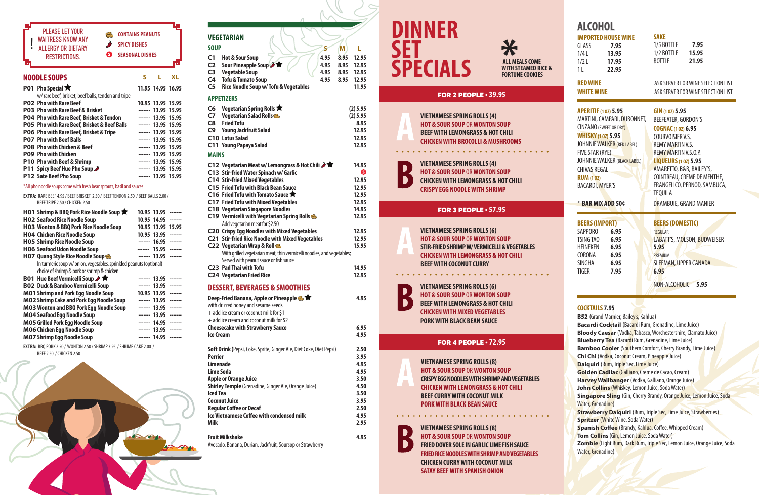PLEASE LET YOUR WAITRESS KNOW ANY ALLERGY OR DIETARY RESTRICTIONS.

- CONTAINS PEANUTS
- SPICY DISHES
- SEASONAL DISHES

## NOODLE SOUPS

| | | S | L | XL |
|---|---|---|---|---|
| P01 | Pho Special ★ w/ rare beef, brisket, beef balls, tendon and tripe | 11.95 | 14.95 | 16.95 |
| P02 | Pho with Rare Beef | 10.95 | 13.95 | 15.95 |
| P03 | Pho with Rare Beef & Brisket | ------- | 13.95 | 15.95 |
| P04 | Pho with Rare Beef, Brisket & Tendon | ------- | 13.95 | 15.95 |
| P05 | Pho with Rare Beef, Brisket & Beef Balls | ------- | 13.95 | 15.95 |
| P06 | Pho with Rare Beef, Brisket & Tripe | ------- | 13.95 | 15.95 |
| P07 | Pho with Beef Balls | ------- | 13.95 | 15.95 |
| P08 | Pho with Chicken & Beef | ------- | 13.95 | 15.95 |
| P09 | Pho with Chicken | ------- | 13.95 | 15.95 |
| P10 | Pho with Beef & Shrimp | ------- | 13.95 | 15.95 |
| P11 | Spicy Beef Hue Pho Soup (spicy) | ------- | 13.95 | 15.95 |
| P12 | Sate Beef Pho Soup | ------- | 13.95 | 15.95 |

*All pho noodle soups come with fresh beansprouts, basil and sauces

EXTRA: RARE BEEF 4.95 / BEEF BRISKET 2.50 / BEEF TENDON 2.50 / BEEF BALLS 2.00 / BEEF TRIPE 2.50 / CHICKEN 2.50

| | | S | L | XL |
|---|---|---|---|---|
| H01 | Shrimp & BBQ Pork Rice Noodle Soup ★ | 10.95 | 13.95 | ------- |
| H02 | Seafood Rice Noodle Soup | 10.95 | 14.95 | ------- |
| H03 | Wonton & BBQ Pork Rice Noodle Soup | 10.95 | 13.95 | 15.95 |
| H04 | Chicken Rice Noodle Soup | 10.95 | 13.95 | ------- |
| H05 | Shrimp Rice Noodle Soup | ------- | 16.95 | ------- |
| H06 | Seafood Udon Noodle Soup | ------- | 15.95 | ------- |
| H07 | Quang Style Rice Noodle Soup (peanuts) In turmeric soup w/ onion, vegetables, sprinkled peanuts (optional) choice of shrimp & pork or shrimp & chicken | ------- | 13.95 | ------- |
| B01 | Hue Beef Vermicelli Soup (spicy) ★ | ------- | 13.95 | ------- |
| B02 | Duck & Bamboo Vermicelli Soup | ------- | 13.95 | ------- |
| M01 | Shrimp and Pork Egg Noodle Soup | 10.95 | 13.95 | ------- |
| M02 | Shrimp Cake and Pork Egg Noodle Soup | ------- | 13.95 | ------- |
| M03 | Wonton and BBQ Pork Egg Noodle Soup | ------- | 13.95 | ------- |
| M04 | Seafood Egg Noodle Soup | ------- | 13.95 | ------- |
| M05 | Grilled Pork Egg Noodle Soup | ------- | 14.95 | ------- |
| M06 | Chicken Egg Noodle Soup | ------- | 13.95 | ------- |
| M07 | Shrimp Egg Noodle Soup | ------- | 14.95 | ------- |

EXTRA: BBQ PORK 2.50 / WONTON 2.50 / SHRIMP 3.95 / SHRIMP CAKE 2.00 / BEEF 2.50 / CHICKEN 2.50

## VEGETARIAN

### SOUP

| | | S | M | L |
|---|---|---|---|---|
| C1 | Hot & Sour Soup | 4.95 | 8.95 | 12.95 |
| C2 | Sour Pineapple Soup (spicy) ★ | 4.95 | 8.95 | 12.95 |
| C3 | Vegetable Soup | 4.95 | 8.95 | 12.95 |
| C4 | Tofu & Tomato Soup | 4.95 | 8.95 | 12.95 |
| C5 | Rice Noodle Soup w/ Tofu & Vegetables | | | 11.95 |

### APPETIZERS

| | | |
|---|---|---|
| C6 | Vegetarian Spring Rolls ★ | (2) 5.95 |
| C7 | Vegetarian Salad Rolls (peanuts) | (2) 5.95 |
| C8 | Fried Tofu | 8.95 |
| C9 | Young Jackfruit Salad | 12.95 |
| C10 | Lotus Salad | 12.95 |
| C11 | Young Papaya Salad | 12.95 |

### MAINS

| | | |
|---|---|---|
| C12 | Vegetarian Meat w/ Lemongrass & Hot Chili (spicy) ★ | 14.95 |
| C13 | Stir-fried Water Spinach w/ Garlic | (seasonal) |
| C14 | Stir-fried Mixed Vegetables | 12.95 |
| C15 | Fried Tofu with Black Bean Sauce | 12.95 |
| C16 | Fried Tofu with Tomato Sauce ★ | 12.95 |
| C17 | Fried Tofu with Mixed Vegetables | 12.95 |
| C18 | Vegetarian Singapore Noodles | 14.95 |
| C19 | Vermicelli with Vegetarian Spring Rolls (peanuts) Add vegetarian meat for $2.50 | 12.95 |
| C20 | Crispy Egg Noodles with Mixed Vegetables | 12.95 |
| C21 | Stir-fried Rice Noodle with Mixed Vegetables | 12.95 |
| C22 | Vegetarian Wrap & Roll (peanuts) With grilled vegetarian meat, thin vermicelli noodles, and vegetables; Served with peanut sauce or fish sauce | 15.95 |
| C23 | Pad Thai with Tofu | 14.95 |
| C24 | Vegetarian Fried Rice | 12.95 |

## DESSERT, BEVERAGES & SMOOTHIES

| | |
|---|---|
| Deep-Fried Banana, Apple or Pineapple (peanuts) ★ with drizzed honey and sesame seeds + add ice cream or coconut milk for $1 + add ice cream and coconut milk for $2 | 4.95 |
| Cheesecake with Strawberry Sauce | 6.95 |
| Ice Cream | 4.95 |
| Soft Drink (Pepsi, Coke, Sprite, Ginger Ale, Diet Coke, Diet Pepsi) | 2.50 |
| Perrier | 3.95 |
| Limenade | 4.95 |
| Lime Soda | 4.95 |
| Apple or Orange Juice | 3.50 |
| Shirley Temple (Grenadine, Ginger Ale, Orange Juice) | 4.50 |
| Iced Tea | 3.50 |
| Coconut Juice | 3.95 |
| Regular Coffee or Decaf | 2.50 |
| Ice Vietnamese Coffee with condensed milk | 4.95 |
| Milk | 2.95 |
| Fruit Milkshake Avocado, Banana, Durian, Jackfruit, Soursop or Strawberry | 4.95 |

# DINNER SET SPECIALS

\* ALL MEALS COME WITH STEAMED RICE & FORTUNE COOKIES

## FOR 2 PEOPLE • 39.95

**A**
- VIETNAMESE SPRING ROLLS (4)
- HOT & SOUR SOUP OR WONTON SOUP
- BEEF WITH LEMONGRASS & HOT CHILI
- CHICKEN WITH BROCOLLI & MUSHROOMS

**B**
- VIETNAMESE SPRING ROLLS (4)
- HOT & SOUR SOUP OR WONTON SOUP
- CHICKEN WITH LEMONGRASS & HOT CHILI
- CRISPY EGG NOODLE WITH SHRIMP

## FOR 3 PEOPLE • 57.95

**A**
- VIETNAMESE SPRING ROLLS (6)
- HOT & SOUR SOUP OR WONTON SOUP
- STIR-FRIED SHRIMP W/ VERMICELLI & VEGETABLES
- CHICKEN WITH LEMONGRASS & HOT CHILI
- BEEF WITH COCONUT CURRY

**B**
- VIETNAMESE SPRING ROLLS (6)
- HOT & SOUR SOUP OR WONTON SOUP
- BEEF WITH LEMONGRASS & HOT CHILI
- CHICKEN WITH MIXED VEGETABLES
- PORK WITH BLACK BEAN SAUCE

## FOR 4 PEOPLE • 72.95

**A**
- VIETNAMESE SPRING ROLLS (8)
- HOT & SOUR SOUP OR WONTON SOUP
- CRISPY EGG NOODLES WITH SHRIMP AND VEGETABLES
- CHICKEN WITH LEMONGRASS & HOT CHILI
- BEEF CURRY WITH COCONUT MILK
- PORK WITH BLACK BEAN SAUCE

**B**
- VIETNAMESE SPRING ROLLS (8)
- HOT & SOUR SOUP OR WONTON SOUP
- FRIED DOVER SOLE IN GARLIC LIME FISH SAUCE
- FRIED RICE NOODLES WITH SHRIMP AND VEGETABLES
- CHICKEN CURRY WITH COCONUT MILK
- SATAY BEEF WITH SPANISH ONION

# ALCOHOL

**IMPORTED HOUSE WINE**

| | |
|---|---|
| GLASS | 7.95 |
| 1/4 L | 13.95 |
| 1/2 L | 17.95 |
| 1 L | 22.95 |

**SAKE**

| | |
|---|---|
| 1/5 BOTTLE | 7.95 |
| 1/2 BOTTLE | 15.95 |
| BOTTLE | 21.95 |

**RED WINE** — ASK SERVER FOR WINE SELECTION LIST

**WHITE WINE** — ASK SERVER FOR WINE SELECTION LIST

**APERITIF (1 OZ) 5.95**
MARTINI, CAMPARI, DUBONNET, CINZANO (SWEET OR DRY)

**WHISKY (1 OZ) 5.95**
JOHNNIE WALKER (RED LABEL)
FIVE STAR (RYE)
JOHNNIE WALKER (BLACK LABEL)
CHIVAS REGAL

**RUM (1 OZ)**
BACARDI, MYER'S

\* **BAR MIX ADD 50¢**

**GIN (1 OZ) 5.95**
BEEFEATER, GORDON'S

**COGNAC (1 OZ) 6.95**
COURVOISIER V.S.
REMY MARTIN V.S.
REMY MARTIN V.S.O.P.

**LIQUEURS (1 OZ) 5.95**
AMARETTO, B&B, BAILEY'S, COINTREAU, CREME DE MENTHE, FRANGELICO, PERNOD, SAMBUCA, TEQUILA
DRAMBUIE, GRAND MANIER

**BEERS (IMPORT)**

| | |
|---|---|
| SAPPORO | 6.95 |
| TSING TAO | 6.95 |
| HEINEKEN | 6.95 |
| CORONA | 6.95 |
| SINGHA | 6.95 |
| TIGER | 7.95 |

**BEERS (DOMESTIC)**
REGULAR
LABATT'S, MOLSON, BUDWEISER
5.95
PREMIUM
SLEEMAN, UPPER CANADA
6.95

NON-ALCOHOLIC 5.95

**COCKTAILS 7.95**
- **B52** (Grand Marnier, Bailey's, Kahlua)
- **Bacardi Cocktail** (Bacardi Rum, Grenadine, Lime Juice)
- **Bloody Caesar** (Vodka, Tabasco, Worchestershire, Clamato Juice)
- **Blueberry Tea** (Bacardi Rum, Grenadine, Lime Juice)
- **Bamboo Cooler** (Southern Comfort, Cherry Brandy, Lime Juice)
- **Chi Chi** (Vodka, Coconut Cream, Pineapple Juice)
- **Daiquiri** (Rum, Triple Sec, Lime Juice)
- **Golden Cadilac** (Galliano, Creme de Cacao, Cream)
- **Harvey Wallbanger** (Vodka, Galliano, Orange Juice)
- **John Collins** (Whiskey, Lemon Juice, Soda Water)
- **Singapore Sling** (Gin, Cherry Brandy, Orange Juice, Lemon Juice, Soda Water, Grenadine)
- **Strawberry Daiquiri** (Rum, Triple Sec, Lime Juice, Strawberries)
- **Spritzer** (White Wine, Soda Water)
- **Spanish Coffee** (Brandy, Kahlua, Coffee, Whipped Cream)
- **Tom Collins** (Gin, Lemon Juice, Soda Water)
- **Zombie** (Light Rum, Dark Rum, Triple Sec, Lemon Juice, Orange Juice, Soda Water, Grenadine)